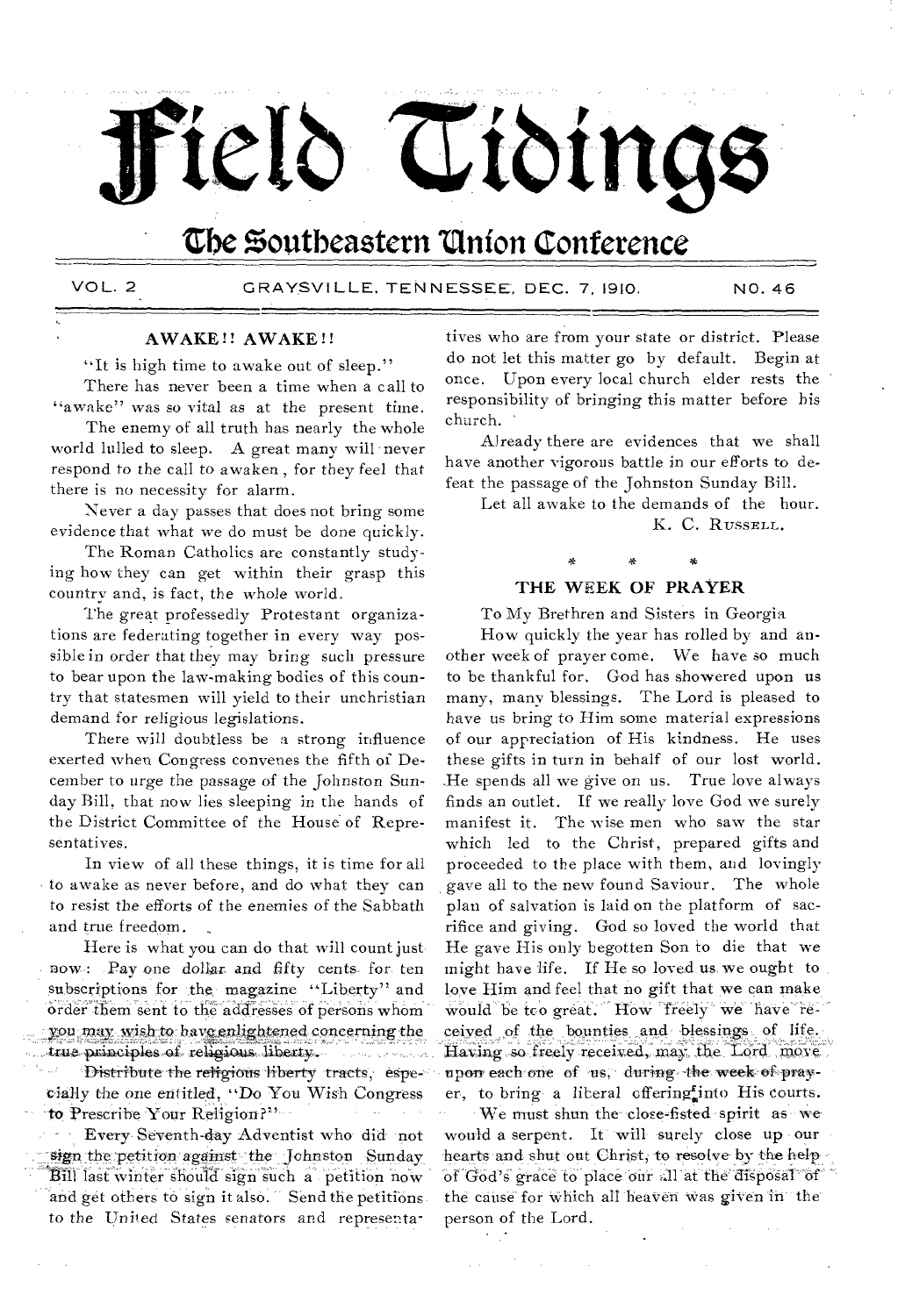# Field Tidings

## The Southeastern Union Conference

VOL. 2 GRAYSVILLE, TENNESSEE, DEC. 7, 1910. NO. 46

### AWAKE!! AWAKE!!

"It is high time to awake out of sleep."

There has never been a time when a call to "awake" was so vital as at the present time.

The enemy of all truth has nearly the whole world lulled to sleep. A great many will never respond to the call to awaken, for they feel that there is no necessity for alarm.

Never a day passes that does not bring some evidence that what we do must be done quickly.

The Roman Catholics are constantly studying how they can get within their grasp this country and, is fact, the whole world.

The great professedly Protestant organizations are federating together in every way possible in order that they may bring such pressure to bear upon the law-making bodies of this country that statesmen will yield to their unchristian demand for religious legislations.

There will doubtless be a strong influence exerted when Congress convenes the fifth of December to urge the passage of the Johnston Sunday Bill, that now lies sleeping in the hands of the District Committee of the House of Representatives.

In view of all these things, it is time for all to awake as never before, and do what they can to resist the efforts of the enemies of the Sabbath and true freedom.

Here is what you can do that will count just now: Pay one dollar and fifty cents for ten subscriptions for the magazine "Liberty" and order them sent to the addresses of persons whom you may wish to have enlightened concerning the true principles of religious liberty.

Distribute the religious liberty tracts, especially the one entitled, "Do You Wish Congress to Prescribe Your Religion?"

Every Seventh-day Adventist who did not sign the petition against the Johnston Sunday Bill last winter should sign such a petition now and get others to sign it also. Send the petitions to the United States senators and representatives who are from your state or district. Please do not let this matter go by default. Begin at once. Upon every local church elder rests the responsibility of bringing this matter before his church.

Already there are evidences that we shall have another vigorous battle in our efforts to defeat the passage of the Johnston Sunday Bill.

Let all awake to the demands of the hour.

K. C. RUSSELL.

\* \* \*

### THE WEEK OF PRAYER

To My Brethren and Sisters in Georgia

How quickly the year has rolled by and another week of prayer come. We have so much to be thankful for. God has showered upon us many, many blessings. The Lord is pleased to have us bring to Him some material expressions of our appreciation of His kindness. He uses these gifts in turn in behalf of our lost world. He spends all we give on us. True love always finds an outlet. If we really love God we surely manifest it. The wise men who saw the star which led to the Christ, prepared gifts and proceeded to the place with them, and lovingly gave all to the new found Saviour. The whole plan of salvation is laid on the platform of sacrifice and giving. God so loved the world that He gave His only begotten Son to die that we might have life. If He so loved us we ought to love Him and feel that no gift that we can make would be too great. How freely we have received of the bounties and blessings of life. Having so freely received, may the Lord move upon each one of us, during the week of prayer, to bring a liberal offering into His courts.

We must shun the close-fisted spirit as we would a serpent. It will surely close up our hearts and shut out Christ, to resolve by the help of God's grace to place our all at the disposal of the cause for which all heaven was given in the person of the Lord.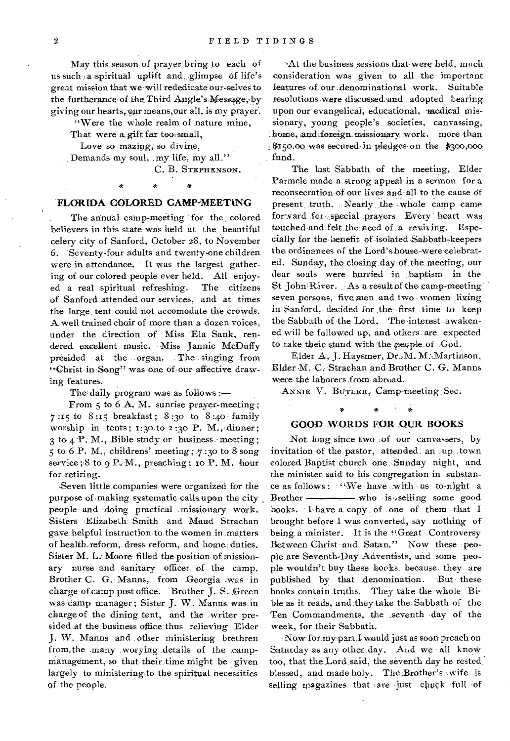May this season of prayer bring to each of us such a spiritual uplift and glimpse of life's great mission that we will rededicate our-selves to the furtherance of the Third Angle's Message, by giving our hearts, our means, our all, is my prayer.

"Were the whole realm of nature mine,
That were a gift far too small,
Love so mazing, so divine,
Demands my soul, my life, my all."

C. B. STEPHENSON.

\* \* \*

## FLORIDA COLORED CAMP-MEETING

The annual camp-meeting for the colored believers in this state was held at the beautiful celery city of Sanford, October 28, to November 6. Seventy-four adults and twenty-one children were in attendance. It was the largest gathering of our colored people ever held. All enjoyed a real spiritual refreshing. The citizens of Sanford attended our services, and at times the large tent could not accomodate the crowds. A well trained choir of more than a dozen voices, under the direction of Miss Ela Sank, rendered excellent music. Miss Jannie McDuffy presided at the organ. The singing from "Christ in Song" was one of our affective drawing features.

The daily program was as follows:—

From 5 to 6 A. M. sunrise prayer-meeting; 7:15 to 8:15 breakfast; 8:30 to 8:40 family worship in tents; 1:30 to 2:30 P. M., dinner; 3 to 4 P. M., Bible study or business meeting; 5 to 6 P. M., childrens' meeting; 7:30 to 8 song service; 8 to 9 P. M., preaching; 10 P. M. hour for retiring.

Seven little companies were organized for the purpose of making systematic calls upon the city people and doing practical missionary work. Sisters Elizabeth Smith and Maud Strachan gave helpful instruction to the women in matters of health reform, dress reform, and home duties. Sister M. L. Moore filled the position of missionary nurse and sanitary officer of the camp. Brother C. G. Manns, from Georgia was in charge of camp post office. Brother J. S. Green was camp manager; Sister J. W. Manns was in charge of the dining tent, and the writer presided at the business office thus relieving Elder J. W. Manns and other ministering brethren from the many worying details of the camp-management, so that their time might be given largely to ministering to the spiritual necessities of the people.

At the business sessions that were held, much consideration was given to all the important features of our denominational work. Suitable resolutions were discussed and adopted bearing upon our evangelical, educational, medical missionary, young people's societies, canvassing, home, and foreign missionary work. more than $150.00 was secured in pledges on the $300,000 fund.

The last Sabbath of the meeting, Elder Parmele made a strong appeal in a sermon for a reconsecration of our lives and all to the cause of present truth. Nearly the whole camp came forward for special prayers. Every heart was touched and felt the need of a reviving. Especially for the benefit of isolated Sabbath-keepers the ordinances of the Lord's house were celebrated. Sunday, the closing day of the meeting, our dear souls were burried in baptism in the St John River. As a result of the camp-meeting seven persons, five men and two women living in Sanford, decided for the first time to keep the Sabbath of the Lord. The interest awakened will be followed up, and others are expected to take their stand with the people of God.

Elder A. J. Haysmer, Dr. M. M. Martinson, Elder M. C. Strachan and Brother C. G. Manns were the laborers from abroad.

ANNIE V. BUTLER, Camp-meeting Sec.

\* \* \*

## GOOD WORDS FOR OUR BOOKS

Not long since two of our canvassers, by invitation of the pastor, attended an up town colored Baptist church one Sunday night, and the minister said to his congregation in substance as follows: "We have with us to-night a Brother ——— who is selling some good books. I have a copy of one of them that I brought before I was converted, say nothing of being a minister. It is the "Great Controversy Between Christ and Satan." Now these people are Seventh-Day Adventists, and some people wouldn't buy these books because they are published by that denomination. But these books contain truths. They take the whole Bible as it reads, and they take the Sabbath of the Ten Commandments, the seventh day of the week, for their Sabbath.

Now for my part I would just as soon preach on Saturday as any other day. And we all know too, that the Lord said, the seventh day he rested, blessed, and made holy. The Brother's wife is selling magazines that are just chuck full of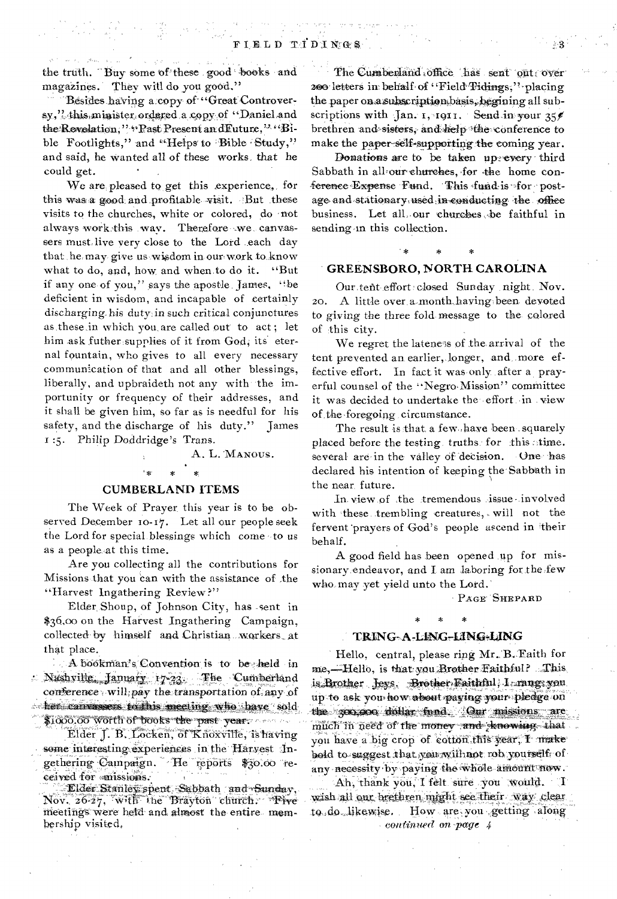the truth. Buy some of these good books and magazines. They will do you good."

Besides having a copy of "Great Controversy," this minister ordered a copy of "Daniel and the Revelation," "Past Present and Future," "Bible Footlights," and "Helps to Bible Study," and said, he wanted all of these works that he could get.

We are pleased to get this experience, for this was a good and profitable visit. But these visits to the churches, white or colored, do not always work this way. Therefore we canvassers must live very close to the Lord each day that he may give us wisdom in our work to know what to do, and, how and when to do it. "But if any one of you," says the apostle James, "be deficient in wisdom, and incapable of certainly discharging his duty in such critical conjunctures as these in which you are called out to act; let him ask futher supplies of it from God, its eternal fountain, who gives to all every necessary communication of that and all other blessings, liberally, and upbraideth not any with the importunity or frequency of their addresses, and it shall be given him, so far as is needful for his safety, and the discharge of his duty." James 1:5. Philip Doddridge's Trans.

A. L. MANOUS.

\* \* \*

## CUMBERLAND ITEMS

The Week of Prayer this year is to be observed December 10-17. Let all our people seek the Lord for special blessings which come to us as a people at this time.

Are you collecting all the contributions for Missions that you can with the assistance of the "Harvest Ingathering Review?"

Elder Shoup, of Johnson City, has sent in $36.00 on the Harvest Ingathering Campaign, collected by himself and Christian workers at that place.

A bookman's Convention is to be held in Nashville, January 17-23. The Cumberland conference will pay the transportation of any of her canvassers to this meeting who have sold $1000.00 worth of books the past year.

Elder J. B. Locken, of Knoxville, is having some interesting experiences in the Harvest Ingathering Campaign. He reports $30.00 received for missions.

Elder Stanley spent Sabbath and Sunday, Nov. 26-27, with the Brayton church. Five meetings were held and almost the entire membership visited.

The Cumberland office has sent out over 200 letters in behalf of "Field Tidings," placing the paper on a subscription basis, begining all subscriptions with Jan. 1, 1911. Send in your 35¢ brethren and sisters, and help the conference to make the paper self-supporting the coming year.

Donations are to be taken up every third Sabbath in all our churches, for the home conference Expense Fund. This fund is for postage and stationary used in conducting the office business. Let all our churches be faithful in sending in this collection.

\* \* \*

## GREENSBORO, NORTH CAROLINA

Our tent effort closed Sunday night Nov. 20. A little over a month having been devoted to giving the three fold message to the colored of this city.

We regret the lateness of the arrival of the tent prevented an earlier, longer, and more effective effort. In fact it was only after a prayerful counsel of the "Negro Mission" committee it was decided to undertake the effort in view of the foregoing circumstance.

The result is that a few have been squarely placed before the testing truths for this time. several are in the valley of decision. One has declared his intention of keeping the Sabbath in the near future.

In view of the tremendous issue involved with these trembling creatures, will not the fervent prayers of God's people ascend in their behalf.

A good field has been opened up for missionary endeavor, and I am laboring for the few who may yet yield unto the Lord.

PAGE SHEPARD

\* \* \*

## TRING-A-LING-LING-LING

Hello, central, please ring Mr. B. Faith for me,—Hello, is that you Brother Faithful? This is Brother Jeys. Brother Faithful, I rang you up to ask you how about paying your pledge on the 300,000 dollar fund. Our missions are much in need of the money and knowing that you have a big crop of cotton this year, I make bold to suggest that you will not rob yourself of any necessity by paying the whole amount now.

Ah, thank you, I felt sure you would. I wish all our brethren might see their way clear to do likewise. How are you getting along

*continued on page 4*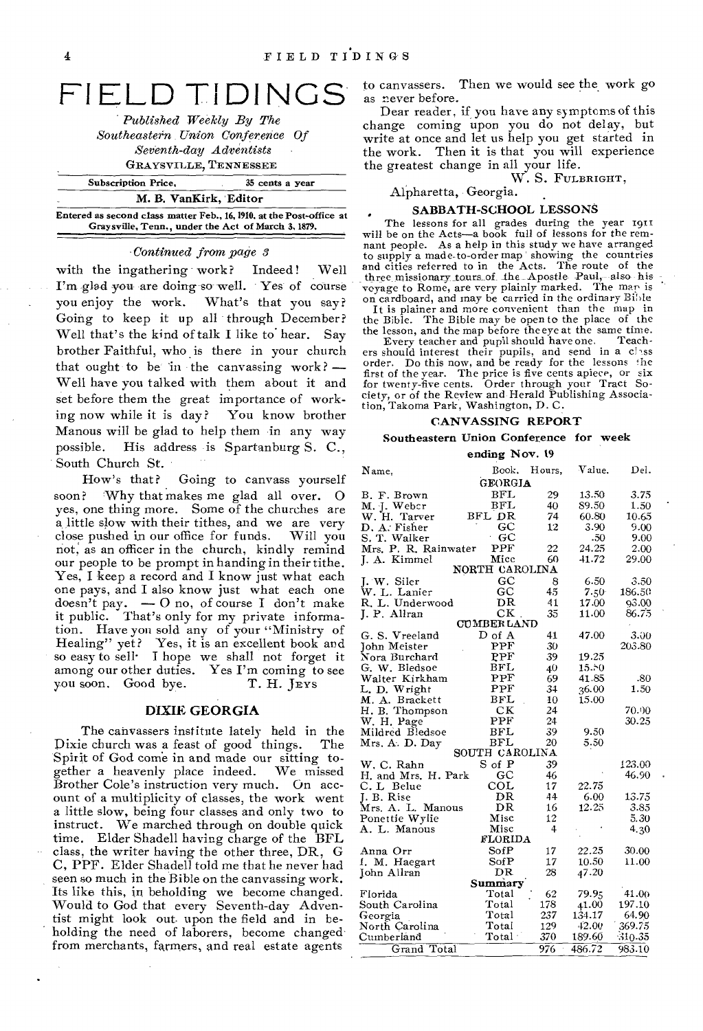# FIELD TIDINGS

*Published Weekly By The Southeastern Union Conference Of Seventh-day Adventists*
GRAYSVILLE, TENNESSEE

Subscription Price, 35 cents a year

**M. B. VanKirk, Editor**

Entered as second class matter Feb., 16, 1910, at the Post-office at Graysville, Tenn., under the Act of March 3, 1879.

*Continued from page 3*

with the ingathering work? Indeed! Well I'm glad you are doing so well. Yes of course you enjoy the work. What's that you say? Going to keep it up all through December? Well that's the kind of talk I like to hear. Say brother Faithful, who is there in your church that ought to be in the canvassing work? — Well have you talked with them about it and set before them the great importance of working now while it is day? You know brother Manous will be glad to help them in any way possible. His address is Spartanburg S. C., South Church St.

How's that? Going to canvass yourself soon? Why that makes me glad all over. O yes, one thing more. Some of the churches are a little slow with their tithes, and we are very close pushed in our office for funds. Will you not, as an officer in the church, kindly remind our people to be prompt in handing in their tithe. Yes, I keep a record and I know just what each one pays, and I also know just what each one doesn't pay. — O no, of course I don't make it public. That's only for my private information. Have you sold any of your "Ministry of Healing" yet? Yes, it is an excellent book and so easy to sell· I hope we shall not forget it among our other duties. Yes I'm coming to see you soon. Good bye. T. H. JEYS

## DIXIE GEORGIA

The canvassers institute lately held in the Dixie church was a feast of good things. The Spirit of God come in and made our sitting together a heavenly place indeed. We missed Brother Cole's instruction very much. On account of a multiplicity of classes, the work went a little slow, being four classes and only two to instruct. We marched through on double quick time. Elder Shadell having charge of the BFL class, the writer having the other three, DR, G C, PPF. Elder Shadell told me that he never had seen so much in the Bible on the canvassing work. Its like this, in beholding we become changed. Would to God that every Seventh-day Adventist might look out upon the field and in beholding the need of laborers, become changed from merchants, farmers, and real estate agents to canvassers. Then we would see the work go as never before.

Dear reader, if you have any symptoms of this change coming upon you do not delay, but write at once and let us help you get started in the work. Then it is that you will experience the greatest change in all your life.

W. S. FULBRIGHT,
Alpharetta, Georgia.

## SABBATH-SCHOOL LESSONS

The lessons for all grades during the year 1911 will be on the Acts—a book full of lessons for the remnant people. As a help in this study we have arranged to supply a made-to-order map showing the countries and cities referred to in the Acts. The route of the three missionary tours of the Apostle Paul, also his voyage to Rome, are very plainly marked. The map is on cardboard, and may be carried in the ordinary Bible It is plainer and more convenient than the map in the Bible. The Bible may be open to the place of the the lesson, and the map before the eye at the same time.

Every teacher and pupil should have one. Teachers should interest their pupils, and send in a class order. Do this now, and be ready for the lessons the first of the year. The price is five cents apiece, or six for twenty-five cents. Order through your Tract Society, or of the Review and Herald Publishing Association, Takoma Park, Washington, D. C.

## CANVASSING REPORT

**Southeastern Union Conference for week ending Nov. 19**

| Name, | Book. | Hours, | Value. | Del. |
|---|---|---|---|---|
| **GEORGIA** | | | | |
| B. F. Brown | BFL | 29 | 13.50 | 3.75 |
| M. J. Weber | BFL | 40 | 89.50 | 1.50 |
| W. H. Tarver | BFL DR | 74 | 60.80 | 10.65 |
| D. A. Fisher | GC | 12 | 3.90 | 9.00 |
| S. T. Walker | GC | | .50 | 9.00 |
| Mrs. P. R. Rainwater | PPF | 22 | 24.25 | 2.00 |
| J. A. Kimmel | Misc | 60 | 41.72 | 29.00 |
| **NORTH CAROLINA** | | | | |
| J. W. Siler | GC | 8 | 6.50 | 3.50 |
| W. L. Lanier | GC | 45 | 7.50 | 186.50 |
| R. L. Underwood | DR | 41 | 17.00 | 93.00 |
| J. P. Allran | CK | 35 | 11.00 | 86.75 |
| **CUMBERLAND** | | | | |
| G. S. Vreeland | D of A | 41 | 47.00 | 3.00 |
| John Meister | PPF | 30 | | 203.80 |
| Nora Burchard | PPF | 39 | 19.25 | |
| G. W. Bledsoe | BFL | 40 | 15.50 | |
| Walter Kirkham | PPF | 69 | 41.85 | .80 |
| L. D. Wright | PPF | 34 | 36.00 | 1.50 |
| M. A. Brackett | BFL | 10 | 15.00 | |
| H. B. Thompson | CK | 24 | | 70.00 |
| W. H. Page | PPF | 24 | | 30.25 |
| Mildred Bledsoe | BFL | 39 | 9.50 | |
| Mrs. A. D. Day | BFL | 20 | 5.50 | |
| **SOUTH CAROLINA** | | | | |
| W. C. Rahn | S of P | 39 | | 123.00 |
| H. and Mrs. H. Park | GC | 46 | | 46.90 |
| C. L. Belue | COL | 17 | 22.75 | |
| J. B. Rise | DR | 44 | 6.00 | 13.75 |
| Mrs. A. L. Manous | DR | 16 | 12.25 | 3.85 |
| Ponettie Wylie | Misc | 12 | | 5.30 |
| A. L. Manous | Misc | 4 | | 4.30 |
| **FLORIDA** | | | | |
| Anna Orr | SofP | 17 | 22.25 | 30.00 |
| I. M. Haegart | SofP | 17 | 10.50 | 11.00 |
| John Allran | DR | 28 | 47.20 | |
| **Summary** | | | | |
| Florida | Total | 62 | 79.95 | 41.00 |
| South Carolina | Total | 178 | 41.00 | 197.10 |
| Georgia | Total | 237 | 134.17 | 64.90 |
| North Carolina | Total | 129 | 42.00 | 369.75 |
| Cumberland | Total | 370 | 189.60 | 310.35 |
| Grand Total | | 976 | 486.72 | 983.10 |